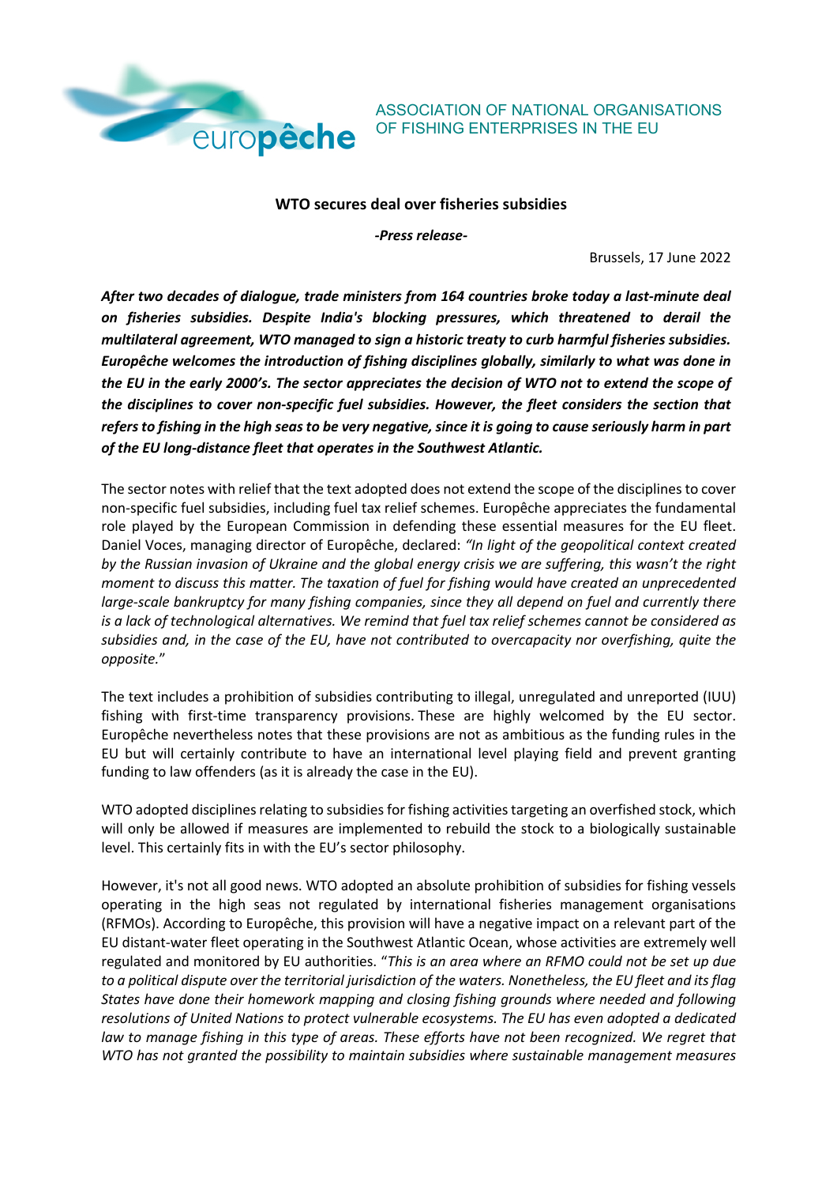europêche

ASSOCIATION OF NATIONAL ORGANISATIONS OF FISHING ENTERPRISES IN THE EU

**WTO secures deal over fisheries subsidies**

***-Press release-***

Brussels, 17 June 2022

***After two decades of dialogue, trade ministers from 164 countries broke today a last-minute deal on fisheries subsidies. Despite India's blocking pressures, which threatened to derail the multilateral agreement, WTO managed to sign a historic treaty to curb harmful fisheries subsidies. Europêche welcomes the introduction of fishing disciplines globally, similarly to what was done in the EU in the early 2000's. The sector appreciates the decision of WTO not to extend the scope of the disciplines to cover non-specific fuel subsidies. However, the fleet considers the section that refers to fishing in the high seas to be very negative, since it is going to cause seriously harm in part of the EU long-distance fleet that operates in the Southwest Atlantic.***

The sector notes with relief that the text adopted does not extend the scope of the disciplines to cover non-specific fuel subsidies, including fuel tax relief schemes. Europêche appreciates the fundamental role played by the European Commission in defending these essential measures for the EU fleet. Daniel Voces, managing director of Europêche, declared: *"In light of the geopolitical context created by the Russian invasion of Ukraine and the global energy crisis we are suffering, this wasn't the right moment to discuss this matter. The taxation of fuel for fishing would have created an unprecedented large-scale bankruptcy for many fishing companies, since they all depend on fuel and currently there is a lack of technological alternatives. We remind that fuel tax relief schemes cannot be considered as subsidies and, in the case of the EU, have not contributed to overcapacity nor overfishing, quite the opposite.*"

The text includes a prohibition of subsidies contributing to illegal, unregulated and unreported (IUU) fishing with first-time transparency provisions. These are highly welcomed by the EU sector. Europêche nevertheless notes that these provisions are not as ambitious as the funding rules in the EU but will certainly contribute to have an international level playing field and prevent granting funding to law offenders (as it is already the case in the EU).

WTO adopted disciplines relating to subsidies for fishing activities targeting an overfished stock, which will only be allowed if measures are implemented to rebuild the stock to a biologically sustainable level. This certainly fits in with the EU's sector philosophy.

However, it's not all good news. WTO adopted an absolute prohibition of subsidies for fishing vessels operating in the high seas not regulated by international fisheries management organisations (RFMOs). According to Europêche, this provision will have a negative impact on a relevant part of the EU distant-water fleet operating in the Southwest Atlantic Ocean, whose activities are extremely well regulated and monitored by EU authorities. "*This is an area where an RFMO could not be set up due to a political dispute over the territorial jurisdiction of the waters. Nonetheless, the EU fleet and its flag States have done their homework mapping and closing fishing grounds where needed and following resolutions of United Nations to protect vulnerable ecosystems. The EU has even adopted a dedicated law to manage fishing in this type of areas. These efforts have not been recognized. We regret that WTO has not granted the possibility to maintain subsidies where sustainable management measures*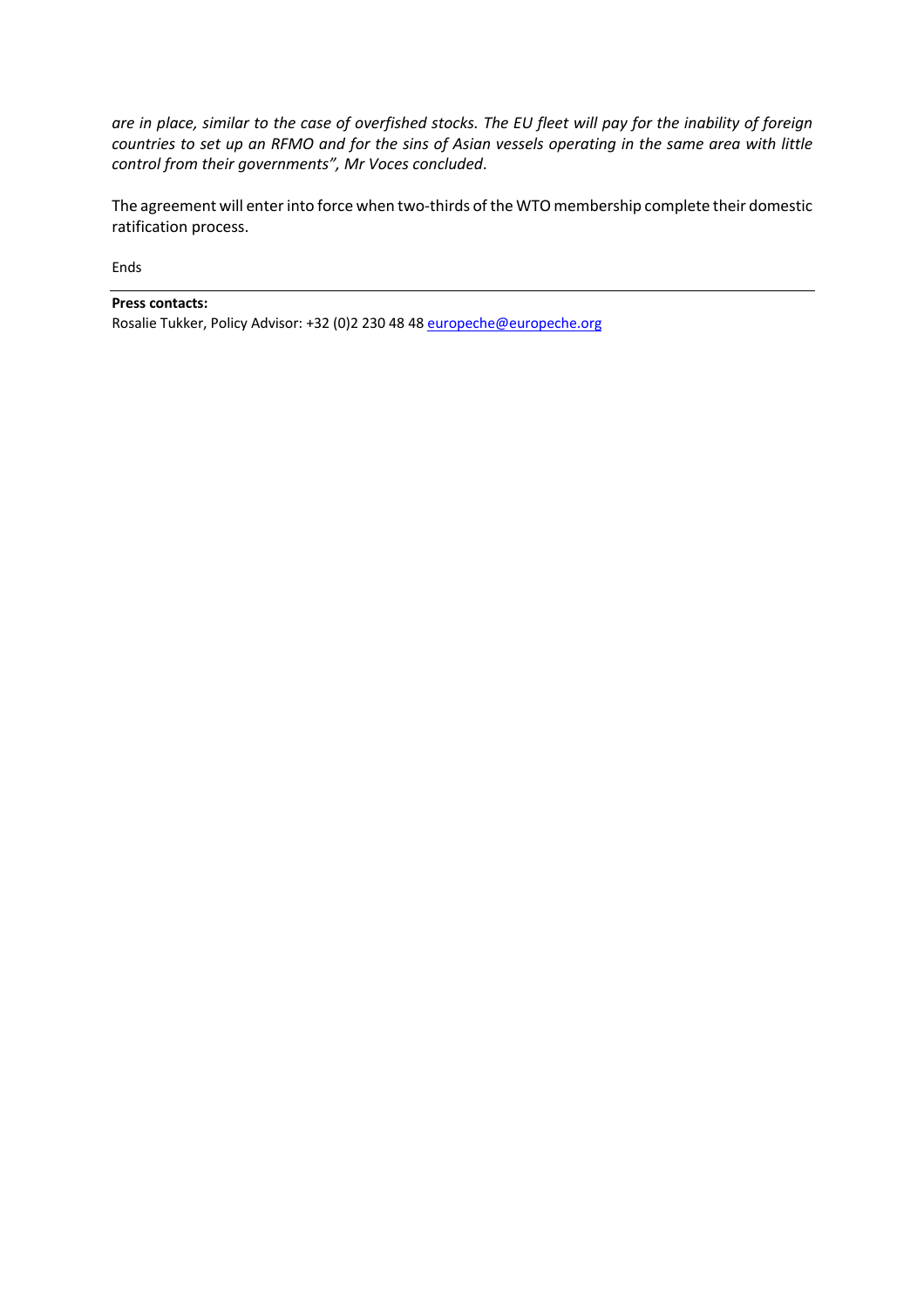*are in place, similar to the case of overfished stocks. The EU fleet will pay for the inability of foreign countries to set up an RFMO and for the sins of Asian vessels operating in the same area with little control from their governments", Mr Voces concluded*.

The agreement will enter into force when two-thirds of the WTO membership complete their domestic ratification process.

Ends

---

**Press contacts:**
Rosalie Tukker, Policy Advisor: +32 (0)2 230 48 48 europeche@europeche.org